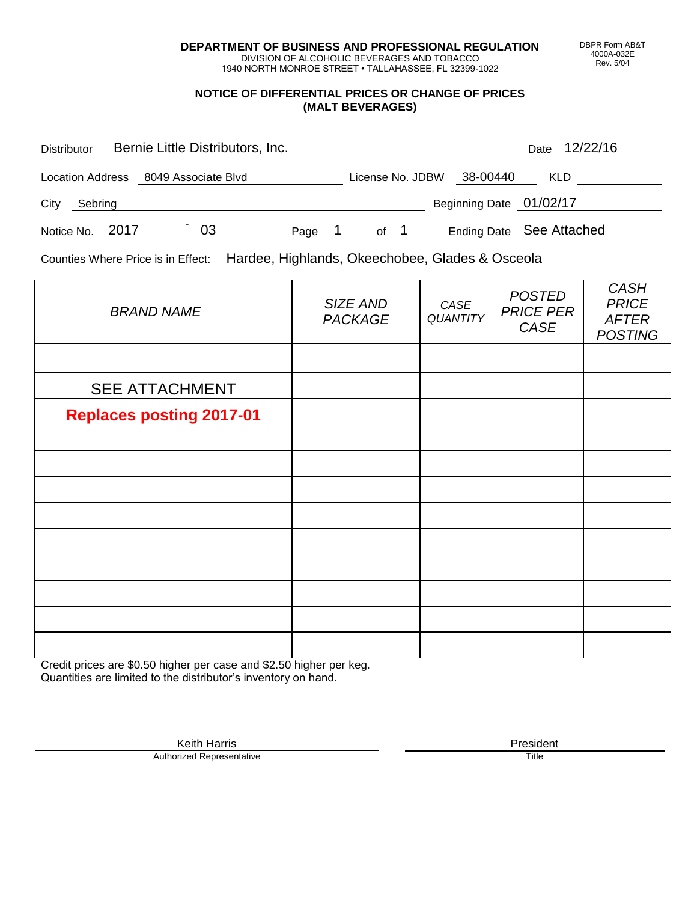**DEPARTMENT OF BUSINESS AND PROFESSIONAL REGULATION**
DIVISION OF ALCOHOLIC BEVERAGES AND TOBACCO
1940 NORTH MONROE STREET • TALLAHASSEE, FL 32399-1022

DBPR Form AB&T
4000A-032E
Rev. 5/04

## NOTICE OF DIFFERENTIAL PRICES OR CHANGE OF PRICES (MALT BEVERAGES)

Distributor: Bernie Little Distributors, Inc. Date: 12/22/16

Location Address: 8049 Associate Blvd License No. JDBW 38-00440 KLD

City: Sebring Beginning Date: 01/02/17

Notice No. 2017 - 03 Page 1 of 1 Ending Date: See Attached

Counties Where Price is in Effect: Hardee, Highlands, Okeechobee, Glades & Osceola

| *BRAND NAME* | *SIZE AND PACKAGE* | *CASE QUANTITY* | *POSTED PRICE PER CASE* | *CASH PRICE AFTER POSTING* |
|---|---|---|---|---|
| | | | | |
| SEE ATTACHMENT | | | | |
| **Replaces posting 2017-01** | | | | |
| | | | | |
| | | | | |
| | | | | |
| | | | | |
| | | | | |
| | | | | |
| | | | | |
| | | | | |
| | | | | |

Credit prices are $0.50 higher per case and $2.50 higher per keg.
Quantities are limited to the distributor's inventory on hand.

Keith Harris
Authorized Representative

President
Title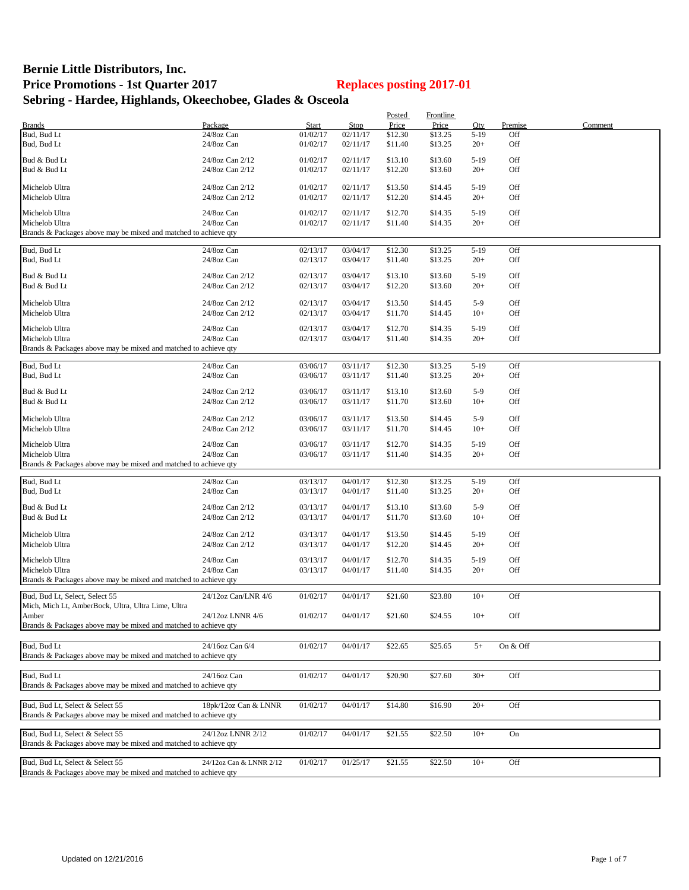# Bernie Little Distributors, Inc.
# Price Promotions - 1st Quarter 2017 **Replaces posting 2017-01**
# Sebring - Hardee, Highlands, Okeechobee, Glades & Osceola

| Brands | Package | Start | Stop | Posted Price | Frontline Price | Qty | Premise | Comment |
|---|---|---|---|---|---|---|---|---|
| Bud, Bud Lt | 24/8oz Can | 01/02/17 | 02/11/17 | $12.30 | $13.25 | 5-19 | Off | |
| Bud, Bud Lt | 24/8oz Can | 01/02/17 | 02/11/17 | $11.40 | $13.25 | 20+ | Off | |
| Bud & Bud Lt | 24/8oz Can 2/12 | 01/02/17 | 02/11/17 | $13.10 | $13.60 | 5-19 | Off | |
| Bud & Bud Lt | 24/8oz Can 2/12 | 01/02/17 | 02/11/17 | $12.20 | $13.60 | 20+ | Off | |
| Michelob Ultra | 24/8oz Can 2/12 | 01/02/17 | 02/11/17 | $13.50 | $14.45 | 5-19 | Off | |
| Michelob Ultra | 24/8oz Can 2/12 | 01/02/17 | 02/11/17 | $12.20 | $14.45 | 20+ | Off | |
| Michelob Ultra | 24/8oz Can | 01/02/17 | 02/11/17 | $12.70 | $14.35 | 5-19 | Off | |
| Michelob Ultra | 24/8oz Can | 01/02/17 | 02/11/17 | $11.40 | $14.35 | 20+ | Off | |
| Brands & Packages above may be mixed and matched to achieve qty | | | | | | | | |
| Bud, Bud Lt | 24/8oz Can | 02/13/17 | 03/04/17 | $12.30 | $13.25 | 5-19 | Off | |
| Bud, Bud Lt | 24/8oz Can | 02/13/17 | 03/04/17 | $11.40 | $13.25 | 20+ | Off | |
| Bud & Bud Lt | 24/8oz Can 2/12 | 02/13/17 | 03/04/17 | $13.10 | $13.60 | 5-19 | Off | |
| Bud & Bud Lt | 24/8oz Can 2/12 | 02/13/17 | 03/04/17 | $12.20 | $13.60 | 20+ | Off | |
| Michelob Ultra | 24/8oz Can 2/12 | 02/13/17 | 03/04/17 | $13.50 | $14.45 | 5-9 | Off | |
| Michelob Ultra | 24/8oz Can 2/12 | 02/13/17 | 03/04/17 | $11.70 | $14.45 | 10+ | Off | |
| Michelob Ultra | 24/8oz Can | 02/13/17 | 03/04/17 | $12.70 | $14.35 | 5-19 | Off | |
| Michelob Ultra | 24/8oz Can | 02/13/17 | 03/04/17 | $11.40 | $14.35 | 20+ | Off | |
| Brands & Packages above may be mixed and matched to achieve qty | | | | | | | | |
| Bud, Bud Lt | 24/8oz Can | 03/06/17 | 03/11/17 | $12.30 | $13.25 | 5-19 | Off | |
| Bud, Bud Lt | 24/8oz Can | 03/06/17 | 03/11/17 | $11.40 | $13.25 | 20+ | Off | |
| Bud & Bud Lt | 24/8oz Can 2/12 | 03/06/17 | 03/11/17 | $13.10 | $13.60 | 5-9 | Off | |
| Bud & Bud Lt | 24/8oz Can 2/12 | 03/06/17 | 03/11/17 | $11.70 | $13.60 | 10+ | Off | |
| Michelob Ultra | 24/8oz Can 2/12 | 03/06/17 | 03/11/17 | $13.50 | $14.45 | 5-9 | Off | |
| Michelob Ultra | 24/8oz Can 2/12 | 03/06/17 | 03/11/17 | $11.70 | $14.45 | 10+ | Off | |
| Michelob Ultra | 24/8oz Can | 03/06/17 | 03/11/17 | $12.70 | $14.35 | 5-19 | Off | |
| Michelob Ultra | 24/8oz Can | 03/06/17 | 03/11/17 | $11.40 | $14.35 | 20+ | Off | |
| Brands & Packages above may be mixed and matched to achieve qty | | | | | | | | |
| Bud, Bud Lt | 24/8oz Can | 03/13/17 | 04/01/17 | $12.30 | $13.25 | 5-19 | Off | |
| Bud, Bud Lt | 24/8oz Can | 03/13/17 | 04/01/17 | $11.40 | $13.25 | 20+ | Off | |
| Bud & Bud Lt | 24/8oz Can 2/12 | 03/13/17 | 04/01/17 | $13.10 | $13.60 | 5-9 | Off | |
| Bud & Bud Lt | 24/8oz Can 2/12 | 03/13/17 | 04/01/17 | $11.70 | $13.60 | 10+ | Off | |
| Michelob Ultra | 24/8oz Can 2/12 | 03/13/17 | 04/01/17 | $13.50 | $14.45 | 5-19 | Off | |
| Michelob Ultra | 24/8oz Can 2/12 | 03/13/17 | 04/01/17 | $12.20 | $14.45 | 20+ | Off | |
| Michelob Ultra | 24/8oz Can | 03/13/17 | 04/01/17 | $12.70 | $14.35 | 5-19 | Off | |
| Michelob Ultra | 24/8oz Can | 03/13/17 | 04/01/17 | $11.40 | $14.35 | 20+ | Off | |
| Brands & Packages above may be mixed and matched to achieve qty | | | | | | | | |
| Bud, Bud Lt, Select, Select 55 | 24/12oz Can/LNR 4/6 | 01/02/17 | 04/01/17 | $21.60 | $23.80 | 10+ | Off | |
| Mich, Mich Lt, AmberBock, Ultra, Ultra Lime, Ultra Amber | 24/12oz LNNR 4/6 | 01/02/17 | 04/01/17 | $21.60 | $24.55 | 10+ | Off | |
| Brands & Packages above may be mixed and matched to achieve qty | | | | | | | | |
| Bud, Bud Lt | 24/16oz Can 6/4 | 01/02/17 | 04/01/17 | $22.65 | $25.65 | 5+ | On & Off | |
| Brands & Packages above may be mixed and matched to achieve qty | | | | | | | | |
| Bud, Bud Lt | 24/16oz Can | 01/02/17 | 04/01/17 | $20.90 | $27.60 | 30+ | Off | |
| Brands & Packages above may be mixed and matched to achieve qty | | | | | | | | |
| Bud, Bud Lt, Select & Select 55 | 18pk/12oz Can & LNNR | 01/02/17 | 04/01/17 | $14.80 | $16.90 | 20+ | Off | |
| Brands & Packages above may be mixed and matched to achieve qty | | | | | | | | |
| Bud, Bud Lt, Select & Select 55 | 24/12oz LNNR 2/12 | 01/02/17 | 04/01/17 | $21.55 | $22.50 | 10+ | On | |
| Brands & Packages above may be mixed and matched to achieve qty | | | | | | | | |
| Bud, Bud Lt, Select & Select 55 | 24/12oz Can & LNNR 2/12 | 01/02/17 | 01/25/17 | $21.55 | $22.50 | 10+ | Off | |
| Brands & Packages above may be mixed and matched to achieve qty | | | | | | | | |

Updated on 12/21/2016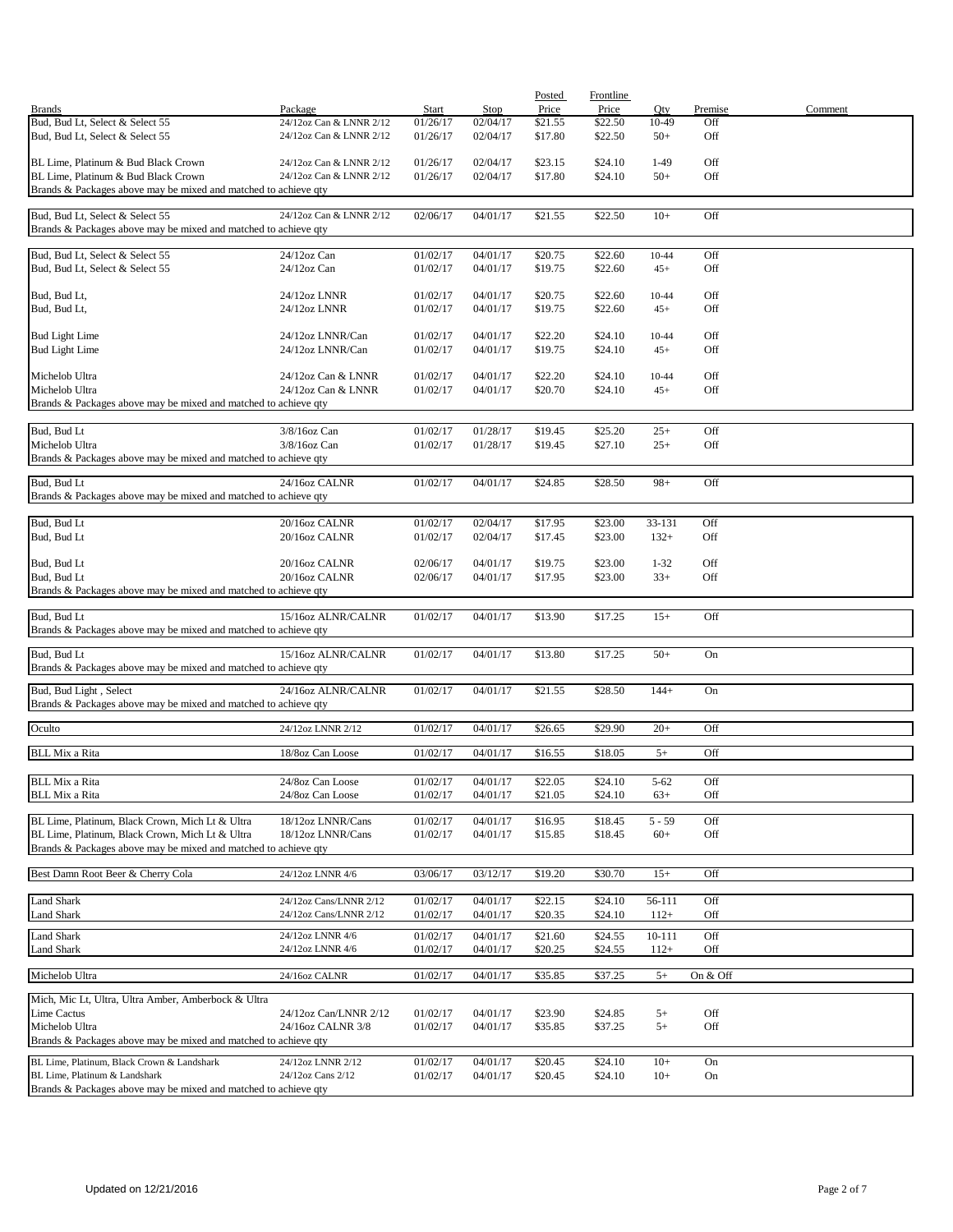| Brands | Package | Start | Stop | Posted Price | Frontline Price | Qty | Premise | Comment |
|---|---|---|---|---|---|---|---|---|
| Bud, Bud Lt, Select & Select 55 | 24/12oz Can & LNNR 2/12 | 01/26/17 | 02/04/17 | $21.55 | $22.50 | 10-49 | Off | |
| Bud, Bud Lt, Select & Select 55 | 24/12oz Can & LNNR 2/12 | 01/26/17 | 02/04/17 | $17.80 | $22.50 | 50+ | Off | |
| BL Lime, Platinum & Bud Black Crown | 24/12oz Can & LNNR 2/12 | 01/26/17 | 02/04/17 | $23.15 | $24.10 | 1-49 | Off | |
| BL Lime, Platinum & Bud Black Crown | 24/12oz Can & LNNR 2/12 | 01/26/17 | 02/04/17 | $17.80 | $24.10 | 50+ | Off | |
| Brands & Packages above may be mixed and matched to achieve qty | | | | | | | | |
| Bud, Bud Lt, Select & Select 55 | 24/12oz Can & LNNR 2/12 | 02/06/17 | 04/01/17 | $21.55 | $22.50 | 10+ | Off | |
| Brands & Packages above may be mixed and matched to achieve qty | | | | | | | | |
| Bud, Bud Lt, Select & Select 55 | 24/12oz Can | 01/02/17 | 04/01/17 | $20.75 | $22.60 | 10-44 | Off | |
| Bud, Bud Lt, Select & Select 55 | 24/12oz Can | 01/02/17 | 04/01/17 | $19.75 | $22.60 | 45+ | Off | |
| Bud, Bud Lt, | 24/12oz LNNR | 01/02/17 | 04/01/17 | $20.75 | $22.60 | 10-44 | Off | |
| Bud, Bud Lt, | 24/12oz LNNR | 01/02/17 | 04/01/17 | $19.75 | $22.60 | 45+ | Off | |
| Bud Light Lime | 24/12oz LNNR/Can | 01/02/17 | 04/01/17 | $22.20 | $24.10 | 10-44 | Off | |
| Bud Light Lime | 24/12oz LNNR/Can | 01/02/17 | 04/01/17 | $19.75 | $24.10 | 45+ | Off | |
| Michelob Ultra | 24/12oz Can & LNNR | 01/02/17 | 04/01/17 | $22.20 | $24.10 | 10-44 | Off | |
| Michelob Ultra | 24/12oz Can & LNNR | 01/02/17 | 04/01/17 | $20.70 | $24.10 | 45+ | Off | |
| Brands & Packages above may be mixed and matched to achieve qty | | | | | | | | |
| Bud, Bud Lt | 3/8/16oz Can | 01/02/17 | 01/28/17 | $19.45 | $25.20 | 25+ | Off | |
| Michelob Ultra | 3/8/16oz Can | 01/02/17 | 01/28/17 | $19.45 | $27.10 | 25+ | Off | |
| Brands & Packages above may be mixed and matched to achieve qty | | | | | | | | |
| Bud, Bud Lt | 24/16oz CALNR | 01/02/17 | 04/01/17 | $24.85 | $28.50 | 98+ | Off | |
| Brands & Packages above may be mixed and matched to achieve qty | | | | | | | | |
| Bud, Bud Lt | 20/16oz CALNR | 01/02/17 | 02/04/17 | $17.95 | $23.00 | 33-131 | Off | |
| Bud, Bud Lt | 20/16oz CALNR | 01/02/17 | 02/04/17 | $17.45 | $23.00 | 132+ | Off | |
| Bud, Bud Lt | 20/16oz CALNR | 02/06/17 | 04/01/17 | $19.75 | $23.00 | 1-32 | Off | |
| Bud, Bud Lt | 20/16oz CALNR | 02/06/17 | 04/01/17 | $17.95 | $23.00 | 33+ | Off | |
| Brands & Packages above may be mixed and matched to achieve qty | | | | | | | | |
| Bud, Bud Lt | 15/16oz ALNR/CALNR | 01/02/17 | 04/01/17 | $13.90 | $17.25 | 15+ | Off | |
| Brands & Packages above may be mixed and matched to achieve qty | | | | | | | | |
| Bud, Bud Lt | 15/16oz ALNR/CALNR | 01/02/17 | 04/01/17 | $13.80 | $17.25 | 50+ | On | |
| Brands & Packages above may be mixed and matched to achieve qty | | | | | | | | |
| Bud, Bud Light , Select | 24/16oz ALNR/CALNR | 01/02/17 | 04/01/17 | $21.55 | $28.50 | 144+ | On | |
| Brands & Packages above may be mixed and matched to achieve qty | | | | | | | | |
| Oculto | 24/12oz LNNR 2/12 | 01/02/17 | 04/01/17 | $26.65 | $29.90 | 20+ | Off | |
| BLL Mix a Rita | 18/8oz Can Loose | 01/02/17 | 04/01/17 | $16.55 | $18.05 | 5+ | Off | |
| BLL Mix a Rita | 24/8oz Can Loose | 01/02/17 | 04/01/17 | $22.05 | $24.10 | 5-62 | Off | |
| BLL Mix a Rita | 24/8oz Can Loose | 01/02/17 | 04/01/17 | $21.05 | $24.10 | 63+ | Off | |
| BL Lime, Platinum, Black Crown, Mich Lt & Ultra | 18/12oz LNNR/Cans | 01/02/17 | 04/01/17 | $16.95 | $18.45 | 5 - 59 | Off | |
| BL Lime, Platinum, Black Crown, Mich Lt & Ultra | 18/12oz LNNR/Cans | 01/02/17 | 04/01/17 | $15.85 | $18.45 | 60+ | Off | |
| Brands & Packages above may be mixed and matched to achieve qty | | | | | | | | |
| Best Damn Root Beer & Cherry Cola | 24/12oz LNNR 4/6 | 03/06/17 | 03/12/17 | $19.20 | $30.70 | 15+ | Off | |
| Land Shark | 24/12oz Cans/LNNR 2/12 | 01/02/17 | 04/01/17 | $22.15 | $24.10 | 56-111 | Off | |
| Land Shark | 24/12oz Cans/LNNR 2/12 | 01/02/17 | 04/01/17 | $20.35 | $24.10 | 112+ | Off | |
| Land Shark | 24/12oz LNNR 4/6 | 01/02/17 | 04/01/17 | $21.60 | $24.55 | 10-111 | Off | |
| Land Shark | 24/12oz LNNR 4/6 | 01/02/17 | 04/01/17 | $20.25 | $24.55 | 112+ | Off | |
| Michelob Ultra | 24/16oz CALNR | 01/02/17 | 04/01/17 | $35.85 | $37.25 | 5+ | On & Off | |
| Mich, Mic Lt, Ultra, Ultra Amber, Amberbock & Ultra | | | | | | | | |
| Lime Cactus | 24/12oz Can/LNNR 2/12 | 01/02/17 | 04/01/17 | $23.90 | $24.85 | 5+ | Off | |
| Michelob Ultra | 24/16oz CALNR 3/8 | 01/02/17 | 04/01/17 | $35.85 | $37.25 | 5+ | Off | |
| Brands & Packages above may be mixed and matched to achieve qty | | | | | | | | |
| BL Lime, Platinum, Black Crown & Landshark | 24/12oz LNNR 2/12 | 01/02/17 | 04/01/17 | $20.45 | $24.10 | 10+ | On | |
| BL Lime, Platinum & Landshark | 24/12oz Cans 2/12 | 01/02/17 | 04/01/17 | $20.45 | $24.10 | 10+ | On | |
| Brands & Packages above may be mixed and matched to achieve qty | | | | | | | | |

Updated on 12/21/2016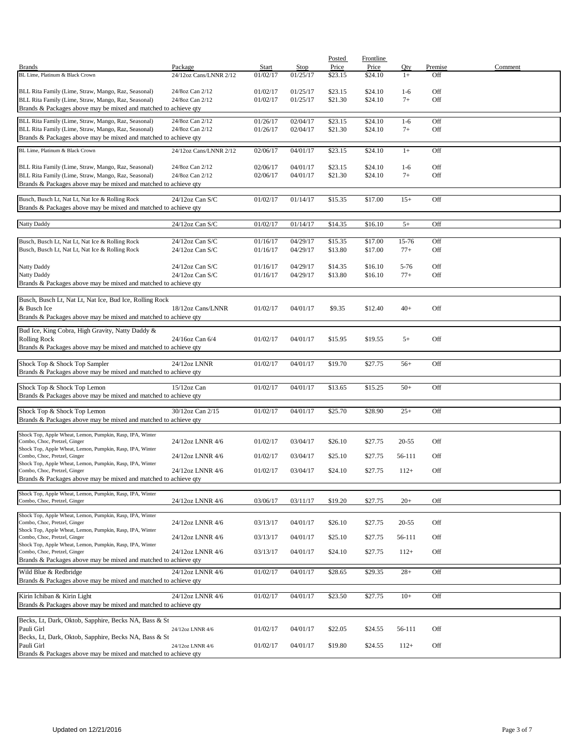| Brands | Package | Start | Stop | Posted Price | Frontline Price | Qty | Premise | Comment |
|---|---|---|---|---|---|---|---|---|
| BL Lime, Platinum & Black Crown | 24/12oz Cans/LNNR 2/12 | 01/02/17 | 01/25/17 | $23.15 | $24.10 | 1+ | Off | |
| BLL Rita Family (Lime, Straw, Mango, Raz, Seasonal) | 24/8oz Can 2/12 | 01/02/17 | 01/25/17 | $23.15 | $24.10 | 1-6 | Off | |
| BLL Rita Family (Lime, Straw, Mango, Raz, Seasonal) | 24/8oz Can 2/12 | 01/02/17 | 01/25/17 | $21.30 | $24.10 | 7+ | Off | |
| Brands & Packages above may be mixed and matched to achieve qty | | | | | | | | |
| BLL Rita Family (Lime, Straw, Mango, Raz, Seasonal) | 24/8oz Can 2/12 | 01/26/17 | 02/04/17 | $23.15 | $24.10 | 1-6 | Off | |
| BLL Rita Family (Lime, Straw, Mango, Raz, Seasonal) | 24/8oz Can 2/12 | 01/26/17 | 02/04/17 | $21.30 | $24.10 | 7+ | Off | |
| Brands & Packages above may be mixed and matched to achieve qty | | | | | | | | |
| BL Lime, Platinum & Black Crown | 24/12oz Cans/LNNR 2/12 | 02/06/17 | 04/01/17 | $23.15 | $24.10 | 1+ | Off | |
| BLL Rita Family (Lime, Straw, Mango, Raz, Seasonal) | 24/8oz Can 2/12 | 02/06/17 | 04/01/17 | $23.15 | $24.10 | 1-6 | Off | |
| BLL Rita Family (Lime, Straw, Mango, Raz, Seasonal) | 24/8oz Can 2/12 | 02/06/17 | 04/01/17 | $21.30 | $24.10 | 7+ | Off | |
| Brands & Packages above may be mixed and matched to achieve qty | | | | | | | | |
| Busch, Busch Lt, Nat Lt, Nat Ice & Rolling Rock | 24/12oz Can S/C | 01/02/17 | 01/14/17 | $15.35 | $17.00 | 15+ | Off | |
| Brands & Packages above may be mixed and matched to achieve qty | | | | | | | | |
| Natty Daddy | 24/12oz Can S/C | 01/02/17 | 01/14/17 | $14.35 | $16.10 | 5+ | Off | |
| Busch, Busch Lt, Nat Lt, Nat Ice & Rolling Rock | 24/12oz Can S/C | 01/16/17 | 04/29/17 | $15.35 | $17.00 | 15-76 | Off | |
| Busch, Busch Lt, Nat Lt, Nat Ice & Rolling Rock | 24/12oz Can S/C | 01/16/17 | 04/29/17 | $13.80 | $17.00 | 77+ | Off | |
| Natty Daddy | 24/12oz Can S/C | 01/16/17 | 04/29/17 | $14.35 | $16.10 | 5-76 | Off | |
| Natty Daddy | 24/12oz Can S/C | 01/16/17 | 04/29/17 | $13.80 | $16.10 | 77+ | Off | |
| Brands & Packages above may be mixed and matched to achieve qty | | | | | | | | |
| Busch, Busch Lt, Nat Lt, Nat Ice, Bud Ice, Rolling Rock & Busch Ice | 18/12oz Cans/LNNR | 01/02/17 | 04/01/17 | $9.35 | $12.40 | 40+ | Off | |
| Brands & Packages above may be mixed and matched to achieve qty | | | | | | | | |
| Bud Ice, King Cobra, High Gravity, Natty Daddy & Rolling Rock | 24/16oz Can 6/4 | 01/02/17 | 04/01/17 | $15.95 | $19.55 | 5+ | Off | |
| Brands & Packages above may be mixed and matched to achieve qty | | | | | | | | |
| Shock Top & Shock Top Sampler | 24/12oz LNNR | 01/02/17 | 04/01/17 | $19.70 | $27.75 | 56+ | Off | |
| Brands & Packages above may be mixed and matched to achieve qty | | | | | | | | |
| Shock Top & Shock Top Lemon | 15/12oz Can | 01/02/17 | 04/01/17 | $13.65 | $15.25 | 50+ | Off | |
| Brands & Packages above may be mixed and matched to achieve qty | | | | | | | | |
| Shock Top & Shock Top Lemon | 30/12oz Can 2/15 | 01/02/17 | 04/01/17 | $25.70 | $28.90 | 25+ | Off | |
| Brands & Packages above may be mixed and matched to achieve qty | | | | | | | | |
| Shock Top, Apple Wheat, Lemon, Pumpkin, Rasp, IPA, Winter Combo, Choc, Pretzel, Ginger | 24/12oz LNNR 4/6 | 01/02/17 | 03/04/17 | $26.10 | $27.75 | 20-55 | Off | |
| Shock Top, Apple Wheat, Lemon, Pumpkin, Rasp, IPA, Winter Combo, Choc, Pretzel, Ginger | 24/12oz LNNR 4/6 | 01/02/17 | 03/04/17 | $25.10 | $27.75 | 56-111 | Off | |
| Shock Top, Apple Wheat, Lemon, Pumpkin, Rasp, IPA, Winter Combo, Choc, Pretzel, Ginger | 24/12oz LNNR 4/6 | 01/02/17 | 03/04/17 | $24.10 | $27.75 | 112+ | Off | |
| Brands & Packages above may be mixed and matched to achieve qty | | | | | | | | |
| Shock Top, Apple Wheat, Lemon, Pumpkin, Rasp, IPA, Winter Combo, Choc, Pretzel, Ginger | 24/12oz LNNR 4/6 | 03/06/17 | 03/11/17 | $19.20 | $27.75 | 20+ | Off | |
| Shock Top, Apple Wheat, Lemon, Pumpkin, Rasp, IPA, Winter Combo, Choc, Pretzel, Ginger | 24/12oz LNNR 4/6 | 03/13/17 | 04/01/17 | $26.10 | $27.75 | 20-55 | Off | |
| Shock Top, Apple Wheat, Lemon, Pumpkin, Rasp, IPA, Winter Combo, Choc, Pretzel, Ginger | 24/12oz LNNR 4/6 | 03/13/17 | 04/01/17 | $25.10 | $27.75 | 56-111 | Off | |
| Shock Top, Apple Wheat, Lemon, Pumpkin, Rasp, IPA, Winter Combo, Choc, Pretzel, Ginger | 24/12oz LNNR 4/6 | 03/13/17 | 04/01/17 | $24.10 | $27.75 | 112+ | Off | |
| Brands & Packages above may be mixed and matched to achieve qty | | | | | | | | |
| Wild Blue & Redbridge | 24/12oz LNNR 4/6 | 01/02/17 | 04/01/17 | $28.65 | $29.35 | 28+ | Off | |
| Brands & Packages above may be mixed and matched to achieve qty | | | | | | | | |
| Kirin Ichiban & Kirin Light | 24/12oz LNNR 4/6 | 01/02/17 | 04/01/17 | $23.50 | $27.75 | 10+ | Off | |
| Brands & Packages above may be mixed and matched to achieve qty | | | | | | | | |
| Becks, Lt, Dark, Oktob, Sapphire, Becks NA, Bass & St Pauli Girl | 24/12oz LNNR 4/6 | 01/02/17 | 04/01/17 | $22.05 | $24.55 | 56-111 | Off | |
| Becks, Lt, Dark, Oktob, Sapphire, Becks NA, Bass & St Pauli Girl | 24/12oz LNNR 4/6 | 01/02/17 | 04/01/17 | $19.80 | $24.55 | 112+ | Off | |
| Brands & Packages above may be mixed and matched to achieve qty | | | | | | | | |

Updated on 12/21/2016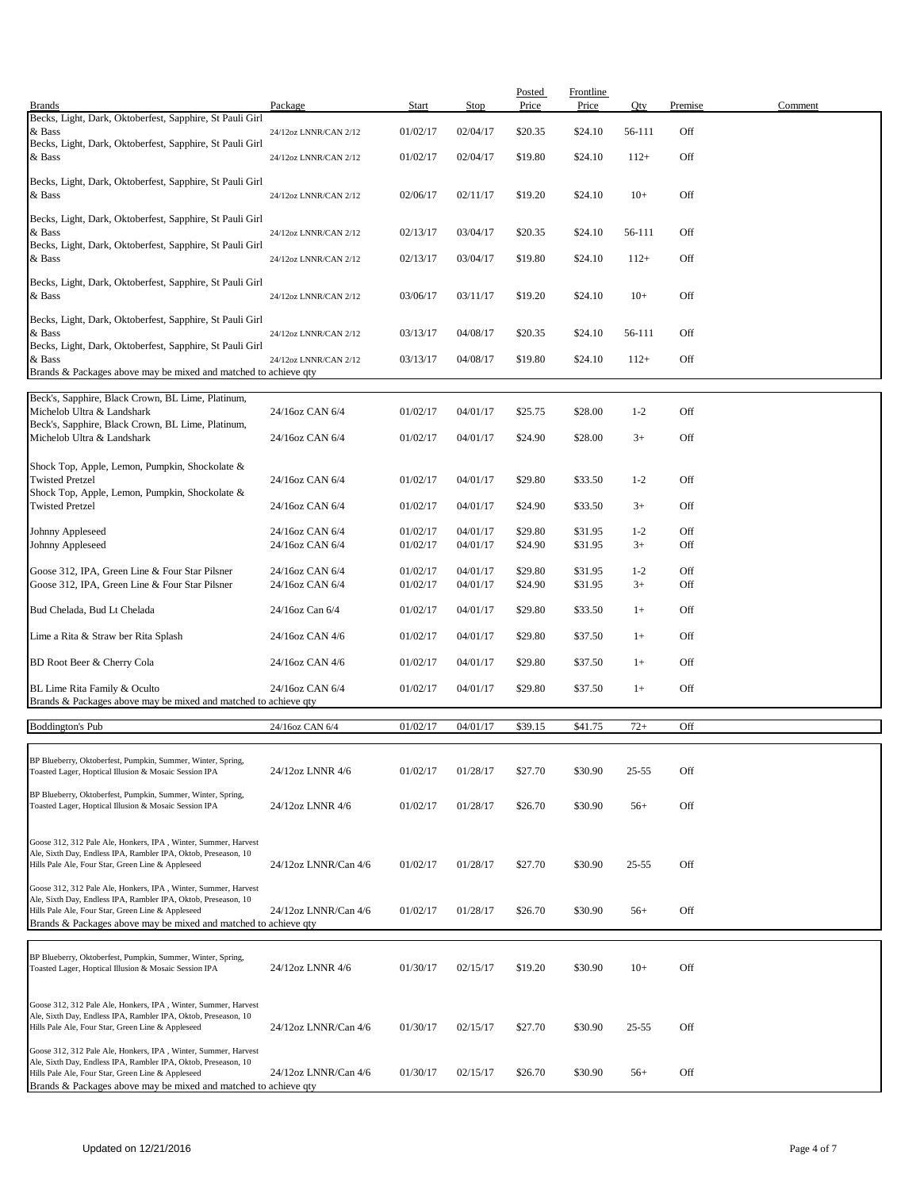| Brands | Package | Start | Stop | Posted Price | Frontline Price | Qty | Premise | Comment |
|---|---|---|---|---|---|---|---|---|
| Becks, Light, Dark, Oktoberfest, Sapphire, St Pauli Girl & Bass | 24/12oz LNNR/CAN 2/12 | 01/02/17 | 02/04/17 | $20.35 | $24.10 | 56-111 | Off | |
| Becks, Light, Dark, Oktoberfest, Sapphire, St Pauli Girl & Bass | 24/12oz LNNR/CAN 2/12 | 01/02/17 | 02/04/17 | $19.80 | $24.10 | 112+ | Off | |
| Becks, Light, Dark, Oktoberfest, Sapphire, St Pauli Girl & Bass | 24/12oz LNNR/CAN 2/12 | 02/06/17 | 02/11/17 | $19.20 | $24.10 | 10+ | Off | |
| Becks, Light, Dark, Oktoberfest, Sapphire, St Pauli Girl & Bass | 24/12oz LNNR/CAN 2/12 | 02/13/17 | 03/04/17 | $20.35 | $24.10 | 56-111 | Off | |
| Becks, Light, Dark, Oktoberfest, Sapphire, St Pauli Girl & Bass | 24/12oz LNNR/CAN 2/12 | 02/13/17 | 03/04/17 | $19.80 | $24.10 | 112+ | Off | |
| Becks, Light, Dark, Oktoberfest, Sapphire, St Pauli Girl & Bass | 24/12oz LNNR/CAN 2/12 | 03/06/17 | 03/11/17 | $19.20 | $24.10 | 10+ | Off | |
| Becks, Light, Dark, Oktoberfest, Sapphire, St Pauli Girl & Bass | 24/12oz LNNR/CAN 2/12 | 03/13/17 | 04/08/17 | $20.35 | $24.10 | 56-111 | Off | |
| Becks, Light, Dark, Oktoberfest, Sapphire, St Pauli Girl & Bass | 24/12oz LNNR/CAN 2/12 | 03/13/17 | 04/08/17 | $19.80 | $24.10 | 112+ | Off | |
| Brands & Packages above may be mixed and matched to achieve qty | | | | | | | | |
| Beck's, Sapphire, Black Crown, BL Lime, Platinum, Michelob Ultra & Landshark | 24/16oz CAN 6/4 | 01/02/17 | 04/01/17 | $25.75 | $28.00 | 1-2 | Off | |
| Beck's, Sapphire, Black Crown, BL Lime, Platinum, Michelob Ultra & Landshark | 24/16oz CAN 6/4 | 01/02/17 | 04/01/17 | $24.90 | $28.00 | 3+ | Off | |
| Shock Top, Apple, Lemon, Pumpkin, Shockolate & Twisted Pretzel | 24/16oz CAN 6/4 | 01/02/17 | 04/01/17 | $29.80 | $33.50 | 1-2 | Off | |
| Shock Top, Apple, Lemon, Pumpkin, Shockolate & Twisted Pretzel | 24/16oz CAN 6/4 | 01/02/17 | 04/01/17 | $24.90 | $33.50 | 3+ | Off | |
| Johnny Appleseed | 24/16oz CAN 6/4 | 01/02/17 | 04/01/17 | $29.80 | $31.95 | 1-2 | Off | |
| Johnny Appleseed | 24/16oz CAN 6/4 | 01/02/17 | 04/01/17 | $24.90 | $31.95 | 3+ | Off | |
| Goose 312, IPA, Green Line & Four Star Pilsner | 24/16oz CAN 6/4 | 01/02/17 | 04/01/17 | $29.80 | $31.95 | 1-2 | Off | |
| Goose 312, IPA, Green Line & Four Star Pilsner | 24/16oz CAN 6/4 | 01/02/17 | 04/01/17 | $24.90 | $31.95 | 3+ | Off | |
| Bud Chelada, Bud Lt Chelada | 24/16oz Can 6/4 | 01/02/17 | 04/01/17 | $29.80 | $33.50 | 1+ | Off | |
| Lime a Rita & Straw ber Rita Splash | 24/16oz CAN 4/6 | 01/02/17 | 04/01/17 | $29.80 | $37.50 | 1+ | Off | |
| BD Root Beer & Cherry Cola | 24/16oz CAN 4/6 | 01/02/17 | 04/01/17 | $29.80 | $37.50 | 1+ | Off | |
| BL Lime Rita Family & Oculto | 24/16oz CAN 6/4 | 01/02/17 | 04/01/17 | $29.80 | $37.50 | 1+ | Off | |
| Brands & Packages above may be mixed and matched to achieve qty | | | | | | | | |
| Boddington's Pub | 24/16oz CAN 6/4 | 01/02/17 | 04/01/17 | $39.15 | $41.75 | 72+ | Off | |
| BP Blueberry, Oktoberfest, Pumpkin, Summer, Winter, Spring, Toasted Lager, Hoptical Illusion & Mosaic Session IPA | 24/12oz LNNR 4/6 | 01/02/17 | 01/28/17 | $27.70 | $30.90 | 25-55 | Off | |
| BP Blueberry, Oktoberfest, Pumpkin, Summer, Winter, Spring, Toasted Lager, Hoptical Illusion & Mosaic Session IPA | 24/12oz LNNR 4/6 | 01/02/17 | 01/28/17 | $26.70 | $30.90 | 56+ | Off | |
| Goose 312, 312 Pale Ale, Honkers, IPA , Winter, Summer, Harvest Ale, Sixth Day, Endless IPA, Rambler IPA, Oktob, Preseason, 10 Hills Pale Ale, Four Star, Green Line & Appleseed | 24/12oz LNNR/Can 4/6 | 01/02/17 | 01/28/17 | $27.70 | $30.90 | 25-55 | Off | |
| Goose 312, 312 Pale Ale, Honkers, IPA , Winter, Summer, Harvest Ale, Sixth Day, Endless IPA, Rambler IPA, Oktob, Preseason, 10 Hills Pale Ale, Four Star, Green Line & Appleseed | 24/12oz LNNR/Can 4/6 | 01/02/17 | 01/28/17 | $26.70 | $30.90 | 56+ | Off | |
| Brands & Packages above may be mixed and matched to achieve qty | | | | | | | | |
| BP Blueberry, Oktoberfest, Pumpkin, Summer, Winter, Spring, Toasted Lager, Hoptical Illusion & Mosaic Session IPA | 24/12oz LNNR 4/6 | 01/30/17 | 02/15/17 | $19.20 | $30.90 | 10+ | Off | |
| Goose 312, 312 Pale Ale, Honkers, IPA , Winter, Summer, Harvest Ale, Sixth Day, Endless IPA, Rambler IPA, Oktob, Preseason, 10 Hills Pale Ale, Four Star, Green Line & Appleseed | 24/12oz LNNR/Can 4/6 | 01/30/17 | 02/15/17 | $27.70 | $30.90 | 25-55 | Off | |
| Goose 312, 312 Pale Ale, Honkers, IPA , Winter, Summer, Harvest Ale, Sixth Day, Endless IPA, Rambler IPA, Oktob, Preseason, 10 Hills Pale Ale, Four Star, Green Line & Appleseed | 24/12oz LNNR/Can 4/6 | 01/30/17 | 02/15/17 | $26.70 | $30.90 | 56+ | Off | |
| Brands & Packages above may be mixed and matched to achieve qty | | | | | | | | |

Updated on 12/21/2016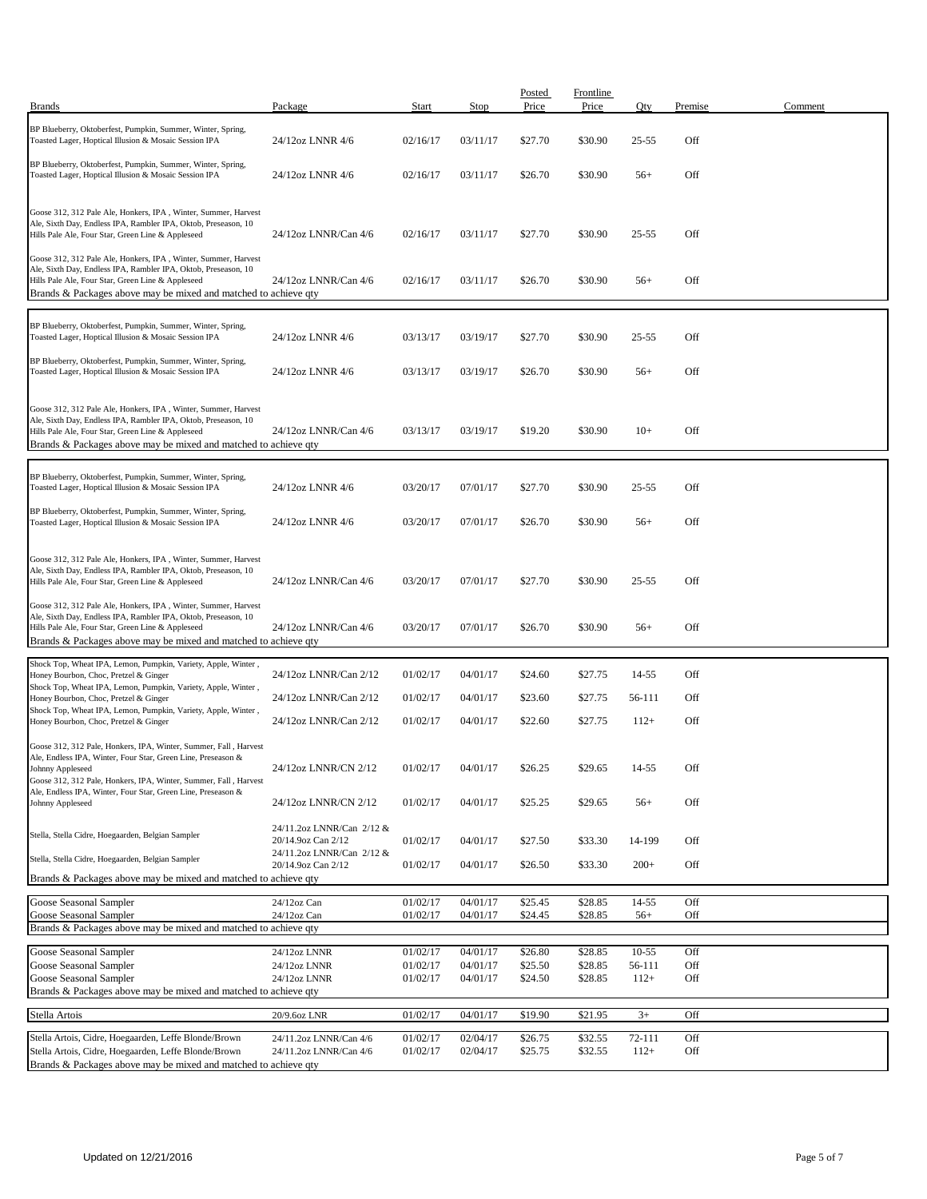| Brands | Package | Start | Stop | Posted Price | Frontline Price | Qty | Premise | Comment |
|---|---|---|---|---|---|---|---|---|
| BP Blueberry, Oktoberfest, Pumpkin, Summer, Winter, Spring, Toasted Lager, Hoptical Illusion & Mosaic Session IPA | 24/12oz LNNR 4/6 | 02/16/17 | 03/11/17 | $27.70 | $30.90 | 25-55 | Off | |
| BP Blueberry, Oktoberfest, Pumpkin, Summer, Winter, Spring, Toasted Lager, Hoptical Illusion & Mosaic Session IPA | 24/12oz LNNR 4/6 | 02/16/17 | 03/11/17 | $26.70 | $30.90 | 56+ | Off | |
| Goose 312, 312 Pale Ale, Honkers, IPA , Winter, Summer, Harvest Ale, Sixth Day, Endless IPA, Rambler IPA, Oktob, Preseason, 10 Hills Pale Ale, Four Star, Green Line & Appleseed | 24/12oz LNNR/Can 4/6 | 02/16/17 | 03/11/17 | $27.70 | $30.90 | 25-55 | Off | |
| Goose 312, 312 Pale Ale, Honkers, IPA , Winter, Summer, Harvest Ale, Sixth Day, Endless IPA, Rambler IPA, Oktob, Preseason, 10 Hills Pale Ale, Four Star, Green Line & Appleseed | 24/12oz LNNR/Can 4/6 | 02/16/17 | 03/11/17 | $26.70 | $30.90 | 56+ | Off | |
| Brands & Packages above may be mixed and matched to achieve qty | | | | | | | | |
| BP Blueberry, Oktoberfest, Pumpkin, Summer, Winter, Spring, Toasted Lager, Hoptical Illusion & Mosaic Session IPA | 24/12oz LNNR 4/6 | 03/13/17 | 03/19/17 | $27.70 | $30.90 | 25-55 | Off | |
| BP Blueberry, Oktoberfest, Pumpkin, Summer, Winter, Spring, Toasted Lager, Hoptical Illusion & Mosaic Session IPA | 24/12oz LNNR 4/6 | 03/13/17 | 03/19/17 | $26.70 | $30.90 | 56+ | Off | |
| Goose 312, 312 Pale Ale, Honkers, IPA , Winter, Summer, Harvest Ale, Sixth Day, Endless IPA, Rambler IPA, Oktob, Preseason, 10 Hills Pale Ale, Four Star, Green Line & Appleseed | 24/12oz LNNR/Can 4/6 | 03/13/17 | 03/19/17 | $19.20 | $30.90 | 10+ | Off | |
| Brands & Packages above may be mixed and matched to achieve qty | | | | | | | | |
| BP Blueberry, Oktoberfest, Pumpkin, Summer, Winter, Spring, Toasted Lager, Hoptical Illusion & Mosaic Session IPA | 24/12oz LNNR 4/6 | 03/20/17 | 07/01/17 | $27.70 | $30.90 | 25-55 | Off | |
| BP Blueberry, Oktoberfest, Pumpkin, Summer, Winter, Spring, Toasted Lager, Hoptical Illusion & Mosaic Session IPA | 24/12oz LNNR 4/6 | 03/20/17 | 07/01/17 | $26.70 | $30.90 | 56+ | Off | |
| Goose 312, 312 Pale Ale, Honkers, IPA , Winter, Summer, Harvest Ale, Sixth Day, Endless IPA, Rambler IPA, Oktob, Preseason, 10 Hills Pale Ale, Four Star, Green Line & Appleseed | 24/12oz LNNR/Can 4/6 | 03/20/17 | 07/01/17 | $27.70 | $30.90 | 25-55 | Off | |
| Goose 312, 312 Pale Ale, Honkers, IPA , Winter, Summer, Harvest Ale, Sixth Day, Endless IPA, Rambler IPA, Oktob, Preseason, 10 Hills Pale Ale, Four Star, Green Line & Appleseed | 24/12oz LNNR/Can 4/6 | 03/20/17 | 07/01/17 | $26.70 | $30.90 | 56+ | Off | |
| Brands & Packages above may be mixed and matched to achieve qty | | | | | | | | |
| Shock Top, Wheat IPA, Lemon, Pumpkin, Variety, Apple, Winter , Honey Bourbon, Choc, Pretzel & Ginger | 24/12oz LNNR/Can 2/12 | 01/02/17 | 04/01/17 | $24.60 | $27.75 | 14-55 | Off | |
| Shock Top, Wheat IPA, Lemon, Pumpkin, Variety, Apple, Winter , Honey Bourbon, Choc, Pretzel & Ginger | 24/12oz LNNR/Can 2/12 | 01/02/17 | 04/01/17 | $23.60 | $27.75 | 56-111 | Off | |
| Shock Top, Wheat IPA, Lemon, Pumpkin, Variety, Apple, Winter , Honey Bourbon, Choc, Pretzel & Ginger | 24/12oz LNNR/Can 2/12 | 01/02/17 | 04/01/17 | $22.60 | $27.75 | 112+ | Off | |
| Goose 312, 312 Pale, Honkers, IPA, Winter, Summer, Fall , Harvest Ale, Endless IPA, Winter, Four Star, Green Line, Preseason & Johnny Appleseed | 24/12oz LNNR/CN 2/12 | 01/02/17 | 04/01/17 | $26.25 | $29.65 | 14-55 | Off | |
| Goose 312, 312 Pale, Honkers, IPA, Winter, Summer, Fall , Harvest Ale, Endless IPA, Winter, Four Star, Green Line, Preseason & Johnny Appleseed | 24/12oz LNNR/CN 2/12 | 01/02/17 | 04/01/17 | $25.25 | $29.65 | 56+ | Off | |
| Stella, Stella Cidre, Hoegaarden, Belgian Sampler | 24/11.2oz LNNR/Can 2/12 & 20/14.9oz Can 2/12 | 01/02/17 | 04/01/17 | $27.50 | $33.30 | 14-199 | Off | |
| Stella, Stella Cidre, Hoegaarden, Belgian Sampler | 24/11.2oz LNNR/Can 2/12 & 20/14.9oz Can 2/12 | 01/02/17 | 04/01/17 | $26.50 | $33.30 | 200+ | Off | |
| Brands & Packages above may be mixed and matched to achieve qty | | | | | | | | |
| Goose Seasonal Sampler | 24/12oz Can | 01/02/17 | 04/01/17 | $25.45 | $28.85 | 14-55 | Off | |
| Goose Seasonal Sampler | 24/12oz Can | 01/02/17 | 04/01/17 | $24.45 | $28.85 | 56+ | Off | |
| Brands & Packages above may be mixed and matched to achieve qty | | | | | | | | |
| Goose Seasonal Sampler | 24/12oz LNNR | 01/02/17 | 04/01/17 | $26.80 | $28.85 | 10-55 | Off | |
| Goose Seasonal Sampler | 24/12oz LNNR | 01/02/17 | 04/01/17 | $25.50 | $28.85 | 56-111 | Off | |
| Goose Seasonal Sampler | 24/12oz LNNR | 01/02/17 | 04/01/17 | $24.50 | $28.85 | 112+ | Off | |
| Brands & Packages above may be mixed and matched to achieve qty | | | | | | | | |
| Stella Artois | 20/9.6oz LNR | 01/02/17 | 04/01/17 | $19.90 | $21.95 | 3+ | Off | |
| Stella Artois, Cidre, Hoegaarden, Leffe Blonde/Brown | 24/11.2oz LNNR/Can 4/6 | 01/02/17 | 02/04/17 | $26.75 | $32.55 | 72-111 | Off | |
| Stella Artois, Cidre, Hoegaarden, Leffe Blonde/Brown | 24/11.2oz LNNR/Can 4/6 | 01/02/17 | 02/04/17 | $25.75 | $32.55 | 112+ | Off | |
| Brands & Packages above may be mixed and matched to achieve qty | | | | | | | | |

Updated on 12/21/2016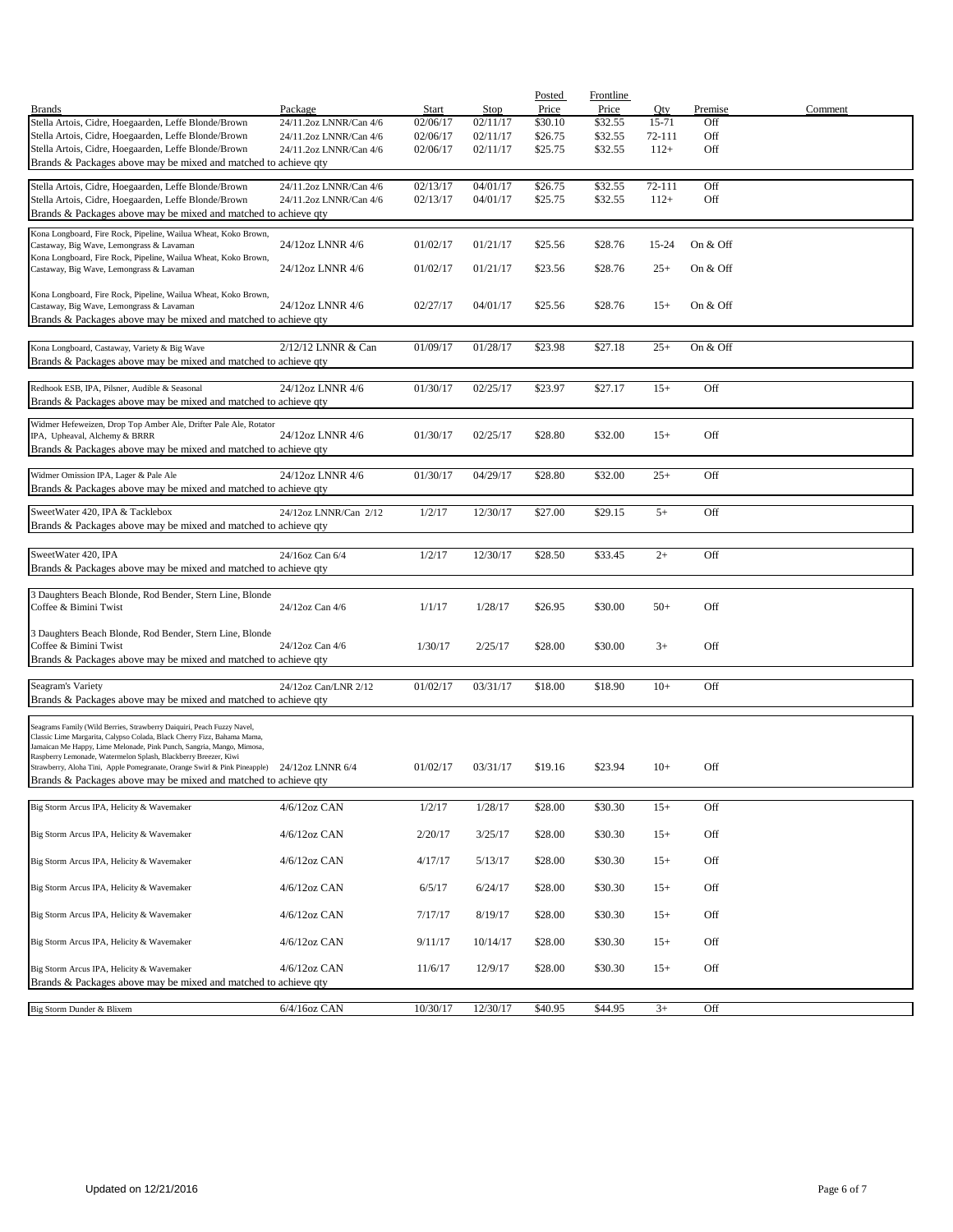| Brands | Package | Start | Stop | Posted Price | Frontline Price | Qty | Premise | Comment |
|---|---|---|---|---|---|---|---|---|
| Stella Artois, Cidre, Hoegaarden, Leffe Blonde/Brown | 24/11.2oz LNNR/Can 4/6 | 02/06/17 | 02/11/17 | $30.10 | $32.55 | 15-71 | Off | |
| Stella Artois, Cidre, Hoegaarden, Leffe Blonde/Brown | 24/11.2oz LNNR/Can 4/6 | 02/06/17 | 02/11/17 | $26.75 | $32.55 | 72-111 | Off | |
| Stella Artois, Cidre, Hoegaarden, Leffe Blonde/Brown | 24/11.2oz LNNR/Can 4/6 | 02/06/17 | 02/11/17 | $25.75 | $32.55 | 112+ | Off | |
| Brands & Packages above may be mixed and matched to achieve qty | | | | | | | | |
| Stella Artois, Cidre, Hoegaarden, Leffe Blonde/Brown | 24/11.2oz LNNR/Can 4/6 | 02/13/17 | 04/01/17 | $26.75 | $32.55 | 72-111 | Off | |
| Stella Artois, Cidre, Hoegaarden, Leffe Blonde/Brown | 24/11.2oz LNNR/Can 4/6 | 02/13/17 | 04/01/17 | $25.75 | $32.55 | 112+ | Off | |
| Brands & Packages above may be mixed and matched to achieve qty | | | | | | | | |
| Kona Longboard, Fire Rock, Pipeline, Wailua Wheat, Koko Brown, Castaway, Big Wave, Lemongrass & Lavaman | 24/12oz LNNR 4/6 | 01/02/17 | 01/21/17 | $25.56 | $28.76 | 15-24 | On & Off | |
| Kona Longboard, Fire Rock, Pipeline, Wailua Wheat, Koko Brown, Castaway, Big Wave, Lemongrass & Lavaman | 24/12oz LNNR 4/6 | 01/02/17 | 01/21/17 | $23.56 | $28.76 | 25+ | On & Off | |
| Kona Longboard, Fire Rock, Pipeline, Wailua Wheat, Koko Brown, Castaway, Big Wave, Lemongrass & Lavaman | 24/12oz LNNR 4/6 | 02/27/17 | 04/01/17 | $25.56 | $28.76 | 15+ | On & Off | |
| Brands & Packages above may be mixed and matched to achieve qty | | | | | | | | |
| Kona Longboard, Castaway, Variety & Big Wave | 2/12/12 LNNR & Can | 01/09/17 | 01/28/17 | $23.98 | $27.18 | 25+ | On & Off | |
| Brands & Packages above may be mixed and matched to achieve qty | | | | | | | | |
| Redhook ESB, IPA, Pilsner, Audible & Seasonal | 24/12oz LNNR 4/6 | 01/30/17 | 02/25/17 | $23.97 | $27.17 | 15+ | Off | |
| Brands & Packages above may be mixed and matched to achieve qty | | | | | | | | |
| Widmer Hefeweizen, Drop Top Amber Ale, Drifter Pale Ale, Rotator IPA, Upheaval, Alchemy & BRRR | 24/12oz LNNR 4/6 | 01/30/17 | 02/25/17 | $28.80 | $32.00 | 15+ | Off | |
| Brands & Packages above may be mixed and matched to achieve qty | | | | | | | | |
| Widmer Omission IPA, Lager & Pale Ale | 24/12oz LNNR 4/6 | 01/30/17 | 04/29/17 | $28.80 | $32.00 | 25+ | Off | |
| Brands & Packages above may be mixed and matched to achieve qty | | | | | | | | |
| SweetWater 420, IPA & Tacklebox | 24/12oz LNNR/Can 2/12 | 1/2/17 | 12/30/17 | $27.00 | $29.15 | 5+ | Off | |
| Brands & Packages above may be mixed and matched to achieve qty | | | | | | | | |
| SweetWater 420, IPA | 24/16oz Can 6/4 | 1/2/17 | 12/30/17 | $28.50 | $33.45 | 2+ | Off | |
| Brands & Packages above may be mixed and matched to achieve qty | | | | | | | | |
| 3 Daughters Beach Blonde, Rod Bender, Stern Line, Blonde Coffee & Bimini Twist | 24/12oz Can 4/6 | 1/1/17 | 1/28/17 | $26.95 | $30.00 | 50+ | Off | |
| 3 Daughters Beach Blonde, Rod Bender, Stern Line, Blonde Coffee & Bimini Twist | 24/12oz Can 4/6 | 1/30/17 | 2/25/17 | $28.00 | $30.00 | 3+ | Off | |
| Brands & Packages above may be mixed and matched to achieve qty | | | | | | | | |
| Seagram's Variety | 24/12oz Can/LNR 2/12 | 01/02/17 | 03/31/17 | $18.00 | $18.90 | 10+ | Off | |
| Brands & Packages above may be mixed and matched to achieve qty | | | | | | | | |
| Seagrams Family (Wild Berries, Strawberry Daiquiri, Peach Fuzzy Navel, Classic Lime Margarita, Calypso Colada, Black Cherry Fizz, Bahama Mama, Jamaican Me Happy, Lime Melonade, Pink Punch, Sangria, Mango, Mimosa, Raspberry Lemonade, Watermelon Splash, Blackberry Breezer, Kiwi Strawberry, Aloha Tini, Apple Pomegranate, Orange Swirl & Pink Pineapple) | 24/12oz LNNR 6/4 | 01/02/17 | 03/31/17 | $19.16 | $23.94 | 10+ | Off | |
| Brands & Packages above may be mixed and matched to achieve qty | | | | | | | | |
| Big Storm Arcus IPA, Helicity & Wavemaker | 4/6/12oz CAN | 1/2/17 | 1/28/17 | $28.00 | $30.30 | 15+ | Off | |
| Big Storm Arcus IPA, Helicity & Wavemaker | 4/6/12oz CAN | 2/20/17 | 3/25/17 | $28.00 | $30.30 | 15+ | Off | |
| Big Storm Arcus IPA, Helicity & Wavemaker | 4/6/12oz CAN | 4/17/17 | 5/13/17 | $28.00 | $30.30 | 15+ | Off | |
| Big Storm Arcus IPA, Helicity & Wavemaker | 4/6/12oz CAN | 6/5/17 | 6/24/17 | $28.00 | $30.30 | 15+ | Off | |
| Big Storm Arcus IPA, Helicity & Wavemaker | 4/6/12oz CAN | 7/17/17 | 8/19/17 | $28.00 | $30.30 | 15+ | Off | |
| Big Storm Arcus IPA, Helicity & Wavemaker | 4/6/12oz CAN | 9/11/17 | 10/14/17 | $28.00 | $30.30 | 15+ | Off | |
| Big Storm Arcus IPA, Helicity & Wavemaker | 4/6/12oz CAN | 11/6/17 | 12/9/17 | $28.00 | $30.30 | 15+ | Off | |
| Brands & Packages above may be mixed and matched to achieve qty | | | | | | | | |
| Big Storm Dunder & Blixem | 6/4/16oz CAN | 10/30/17 | 12/30/17 | $40.95 | $44.95 | 3+ | Off | |

Updated on 12/21/2016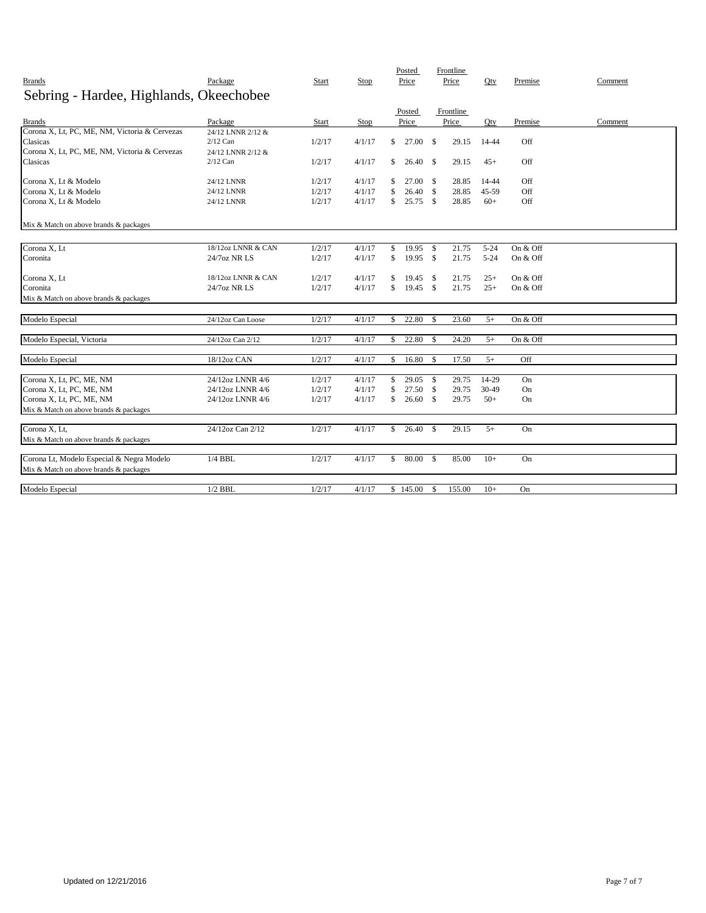| Brands | Package | Start | Stop | Posted Price | Frontline Price | Qty | Premise | Comment |
|---|---|---|---|---|---|---|---|---|

# Sebring - Hardee, Highlands, Okeechobee

| Brands | Package | Start | Stop | Posted Price | Frontline Price | Qty | Premise | Comment |
|---|---|---|---|---|---|---|---|---|
| Corona X, Lt, PC, ME, NM, Victoria & Cervezas Clasicas | 24/12 LNNR 2/12 & 2/12 Can | 1/2/17 | 4/1/17 | $ 27.00 | $ 29.15 | 14-44 | Off | |
| Corona X, Lt, PC, ME, NM, Victoria & Cervezas Clasicas | 24/12 LNNR 2/12 & 2/12 Can | 1/2/17 | 4/1/17 | $ 26.40 | $ 29.15 | 45+ | Off | |
| Corona X, Lt & Modelo | 24/12 LNNR | 1/2/17 | 4/1/17 | $ 27.00 | $ 28.85 | 14-44 | Off | |
| Corona X, Lt & Modelo | 24/12 LNNR | 1/2/17 | 4/1/17 | $ 26.40 | $ 28.85 | 45-59 | Off | |
| Corona X, Lt & Modelo | 24/12 LNNR | 1/2/17 | 4/1/17 | $ 25.75 | $ 28.85 | 60+ | Off | |
| Mix & Match on above brands & packages | | | | | | | | |
| Corona X, Lt | 18/12oz LNNR & CAN | 1/2/17 | 4/1/17 | $ 19.95 | $ 21.75 | 5-24 | On & Off | |
| Coronita | 24/7oz NR LS | 1/2/17 | 4/1/17 | $ 19.95 | $ 21.75 | 5-24 | On & Off | |
| Corona X, Lt | 18/12oz LNNR & CAN | 1/2/17 | 4/1/17 | $ 19.45 | $ 21.75 | 25+ | On & Off | |
| Coronita | 24/7oz NR LS | 1/2/17 | 4/1/17 | $ 19.45 | $ 21.75 | 25+ | On & Off | |
| Mix & Match on above brands & packages | | | | | | | | |
| Modelo Especial | 24/12oz Can Loose | 1/2/17 | 4/1/17 | $ 22.80 | $ 23.60 | 5+ | On & Off | |
| Modelo Especial, Victoria | 24/12oz Can 2/12 | 1/2/17 | 4/1/17 | $ 22.80 | $ 24.20 | 5+ | On & Off | |
| Modelo Especial | 18/12oz CAN | 1/2/17 | 4/1/17 | $ 16.80 | $ 17.50 | 5+ | Off | |
| Corona X, Lt, PC, ME, NM | 24/12oz LNNR 4/6 | 1/2/17 | 4/1/17 | $ 29.05 | $ 29.75 | 14-29 | On | |
| Corona X, Lt, PC, ME, NM | 24/12oz LNNR 4/6 | 1/2/17 | 4/1/17 | $ 27.50 | $ 29.75 | 30-49 | On | |
| Corona X, Lt, PC, ME, NM | 24/12oz LNNR 4/6 | 1/2/17 | 4/1/17 | $ 26.60 | $ 29.75 | 50+ | On | |
| Mix & Match on above brands & packages | | | | | | | | |
| Corona X, Lt, | 24/12oz Can 2/12 | 1/2/17 | 4/1/17 | $ 26.40 | $ 29.15 | 5+ | On | |
| Mix & Match on above brands & packages | | | | | | | | |
| Corona Lt, Modelo Especial & Negra Modelo | 1/4 BBL | 1/2/17 | 4/1/17 | $ 80.00 | $ 85.00 | 10+ | On | |
| Mix & Match on above brands & packages | | | | | | | | |
| Modelo Especial | 1/2 BBL | 1/2/17 | 4/1/17 | $ 145.00 | $ 155.00 | 10+ | On | |

Updated on 12/21/2016